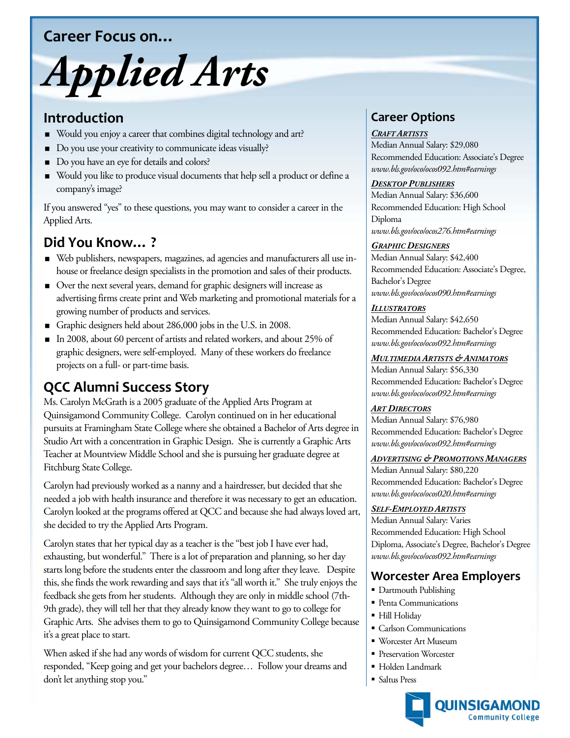## Career Focus on...

# *Applied Arts*

## Introduction

- Would you enjoy a career that combines digital technology and art?
- Do you use your creativity to communicate ideas visually?
- Do you have an eye for details and colors?
- Would you like to produce visual documents that help sell a product or define a company's image?

If you answered "yes" to these questions, you may want to consider a career in the Applied Arts.

## Did You Know... ?

- Web publishers, newspapers, magazines, ad agencies and manufacturers all use in-house or freelance design specialists in the promotion and sales of their products.
- Over the next several years, demand for graphic designers will increase as advertising firms create print and Web marketing and promotional materials for a growing number of products and services.
- Graphic designers held about 286,000 jobs in the U.S. in 2008.
- In 2008, about 60 percent of artists and related workers, and about 25% of graphic designers, were self-employed. Many of these workers do freelance projects on a full- or part-time basis.

## QCC Alumni Success Story

Ms. Carolyn McGrath is a 2005 graduate of the Applied Arts Program at Quinsigamond Community College. Carolyn continued on in her educational pursuits at Framingham State College where she obtained a Bachelor of Arts degree in Studio Art with a concentration in Graphic Design. She is currently a Graphic Arts Teacher at Mountview Middle School and she is pursuing her graduate degree at Fitchburg State College.

Carolyn had previously worked as a nanny and a hairdresser, but decided that she needed a job with health insurance and therefore it was necessary to get an education. Carolyn looked at the programs offered at QCC and because she had always loved art, she decided to try the Applied Arts Program.

Carolyn states that her typical day as a teacher is the "best job I have ever had, exhausting, but wonderful." There is a lot of preparation and planning, so her day starts long before the students enter the classroom and long after they leave. Despite this, she finds the work rewarding and says that it's "all worth it." She truly enjoys the feedback she gets from her students. Although they are only in middle school (7th-9th grade), they will tell her that they already know they want to go to college for Graphic Arts. She advises them to go to Quinsigamond Community College because it's a great place to start.

When asked if she had any words of wisdom for current QCC students, she responded, "Keep going and get your bachelors degree… Follow your dreams and don't let anything stop you."

## Career Options

***CRAFT ARTISTS***
Median Annual Salary: $29,080
Recommended Education: Associate's Degree
*www.bls.gov/oco/ocos092.htm#earnings*

***DESKTOP PUBLISHERS***
Median Annual Salary: $36,600
Recommended Education: High School Diploma
*www.bls.gov/oco/ocos276.htm#earnings*

***GRAPHIC DESIGNERS***
Median Annual Salary: $42,400
Recommended Education: Associate's Degree, Bachelor's Degree
*www.bls.gov/oco/ocos090.htm#earnings*

***ILLUSTRATORS***
Median Annual Salary: $42,650
Recommended Education: Bachelor's Degree
*www.bls.gov/oco/ocos092.htm#earnings*

***MULTIMEDIA ARTISTS & ANIMATORS***
Median Annual Salary: $56,330
Recommended Education: Bachelor's Degree
*www.bls.gov/oco/ocos092.htm#earnings*

***ART DIRECTORS***
Median Annual Salary: $76,980
Recommended Education: Bachelor's Degree
*www.bls.gov/oco/ocos092.htm#earnings*

***ADVERTISING & PROMOTIONS MANAGERS***
Median Annual Salary: $80,220
Recommended Education: Bachelor's Degree
*www.bls.gov/oco/ocos020.htm#earnings*

***SELF-EMPLOYED ARTISTS***
Median Annual Salary: Varies
Recommended Education: High School Diploma, Associate's Degree, Bachelor's Degree
*www.bls.gov/oco/ocos092.htm#earnings*

## Worcester Area Employers

- Dartmouth Publishing
- Penta Communications
- Hill Holiday
- Carlson Communications
- Worcester Art Museum
- Preservation Worcester
- Holden Landmark
- Saltus Press

QUINSIGAMOND Community College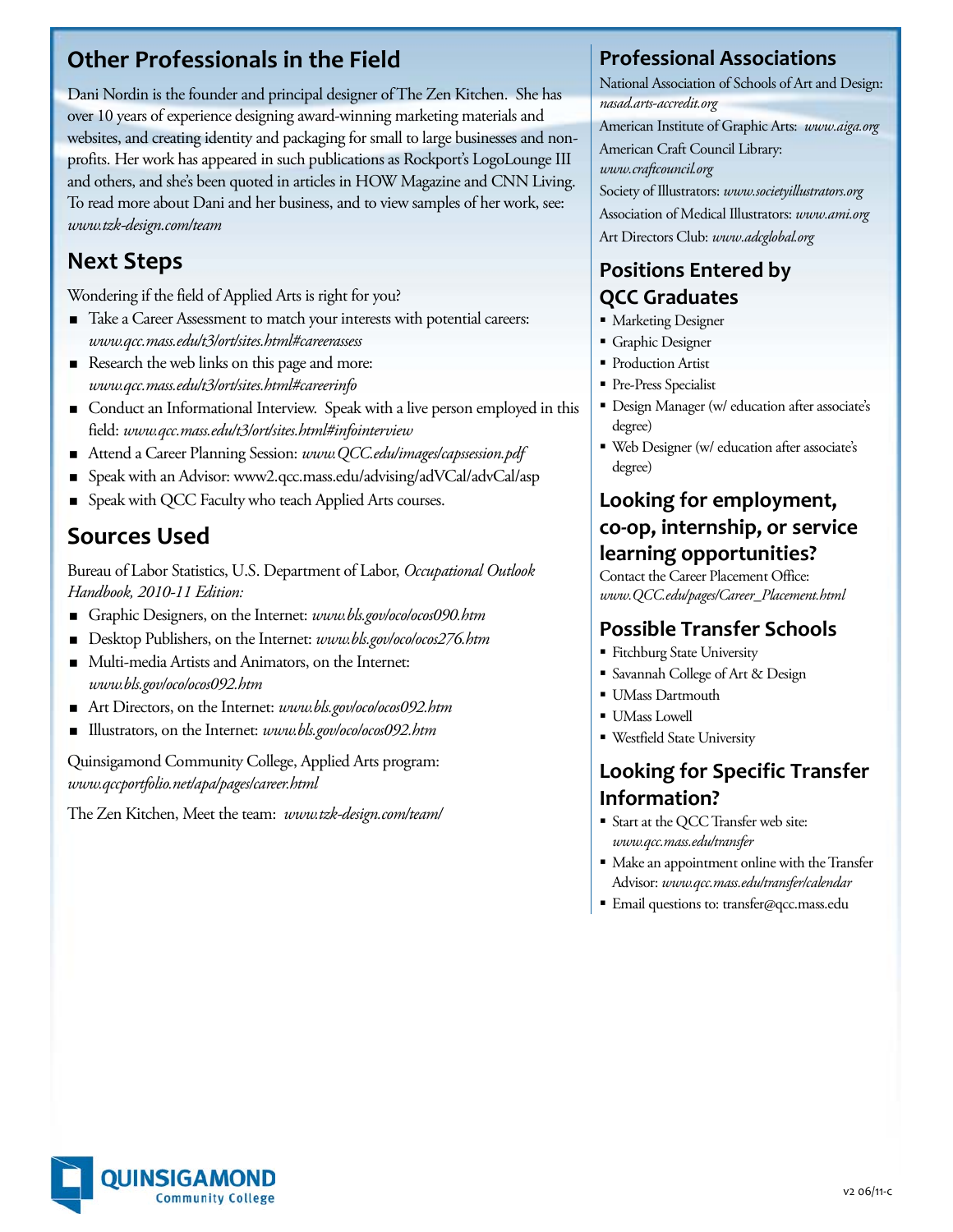## Other Professionals in the Field

Dani Nordin is the founder and principal designer of The Zen Kitchen. She has over 10 years of experience designing award-winning marketing materials and websites, and creating identity and packaging for small to large businesses and non-profits. Her work has appeared in such publications as Rockport's LogoLounge III and others, and she's been quoted in articles in HOW Magazine and CNN Living. To read more about Dani and her business, and to view samples of her work, see: *www.tzk-design.com/team*

## Next Steps

Wondering if the field of Applied Arts is right for you?

- Take a Career Assessment to match your interests with potential careers: *www.qcc.mass.edu/t3/ort/sites.html#careerassess*
- Research the web links on this page and more: *www.qcc.mass.edu/t3/ort/sites.html#careerinfo*
- Conduct an Informational Interview. Speak with a live person employed in this field: *www.qcc.mass.edu/t3/ort/sites.html#infointerview*
- Attend a Career Planning Session: *www.QCC.edu/images/capssession.pdf*
- Speak with an Advisor: www2.qcc.mass.edu/advising/adVCal/advCal/asp
- Speak with QCC Faculty who teach Applied Arts courses.

## Sources Used

Bureau of Labor Statistics, U.S. Department of Labor, *Occupational Outlook Handbook, 2010-11 Edition:*

- Graphic Designers, on the Internet: *www.bls.gov/oco/ocos090.htm*
- Desktop Publishers, on the Internet: *www.bls.gov/oco/ocos276.htm*
- Multi-media Artists and Animators, on the Internet: *www.bls.gov/oco/ocos092.htm*
- Art Directors, on the Internet: *www.bls.gov/oco/ocos092.htm*
- Illustrators, on the Internet: *www.bls.gov/oco/ocos092.htm*

Quinsigamond Community College, Applied Arts program: *www.qccportfolio.net/apa/pages/career.html*

The Zen Kitchen, Meet the team: *www.tzk-design.com/team/*

## Professional Associations

National Association of Schools of Art and Design: *nasad.arts-accredit.org*

American Institute of Graphic Arts: *www.aiga.org*

American Craft Council Library: *www.craftcouncil.org*

Society of Illustrators: *www.societyillustrators.org*

Association of Medical Illustrators: *www.ami.org*

Art Directors Club: *www.adcglobal.org*

## Positions Entered by QCC Graduates

- Marketing Designer
- Graphic Designer
- Production Artist
- Pre-Press Specialist
- Design Manager (w/ education after associate's degree)
- Web Designer (w/ education after associate's degree)

## Looking for employment, co-op, internship, or service learning opportunities?

Contact the Career Placement Office: *www.QCC.edu/pages/Career_Placement.html*

## Possible Transfer Schools

- Fitchburg State University
- Savannah College of Art & Design
- UMass Dartmouth
- UMass Lowell
- Westfield State University

## Looking for Specific Transfer Information?

- Start at the QCC Transfer web site: *www.qcc.mass.edu/transfer*
- Make an appointment online with the Transfer Advisor: *www.qcc.mass.edu/transfer/calendar*
- Email questions to: transfer@qcc.mass.edu

QUINSIGAMOND Community College

v2 06/11-c